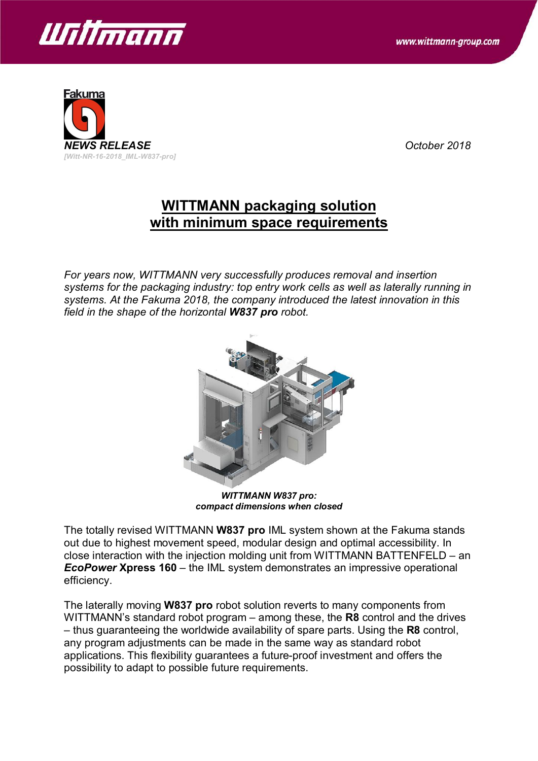*NEWS RELEASE*

*[Witt-NR-16-2018_IML-W837-pro]*

*October 2018*

# WITTMANN packaging solution with minimum space requirements

*For years now, WITTMANN very successfully produces removal and insertion systems for the packaging industry: top entry work cells as well as laterally running in systems. At the Fakuma 2018, the company introduced the latest innovation in this field in the shape of the horizontal* ***W837 pro*** *robot.*

***WITTMANN W837 pro:***
***compact dimensions when closed***

The totally revised WITTMANN **W837 pro** IML system shown at the Fakuma stands out due to highest movement speed, modular design and optimal accessibility. In close interaction with the injection molding unit from WITTMANN BATTENFELD – an ***EcoPower*** **Xpress 160** – the IML system demonstrates an impressive operational efficiency.

The laterally moving **W837 pro** robot solution reverts to many components from WITTMANN's standard robot program – among these, the **R8** control and the drives – thus guaranteeing the worldwide availability of spare parts. Using the **R8** control, any program adjustments can be made in the same way as standard robot applications. This flexibility guarantees a future-proof investment and offers the possibility to adapt to possible future requirements.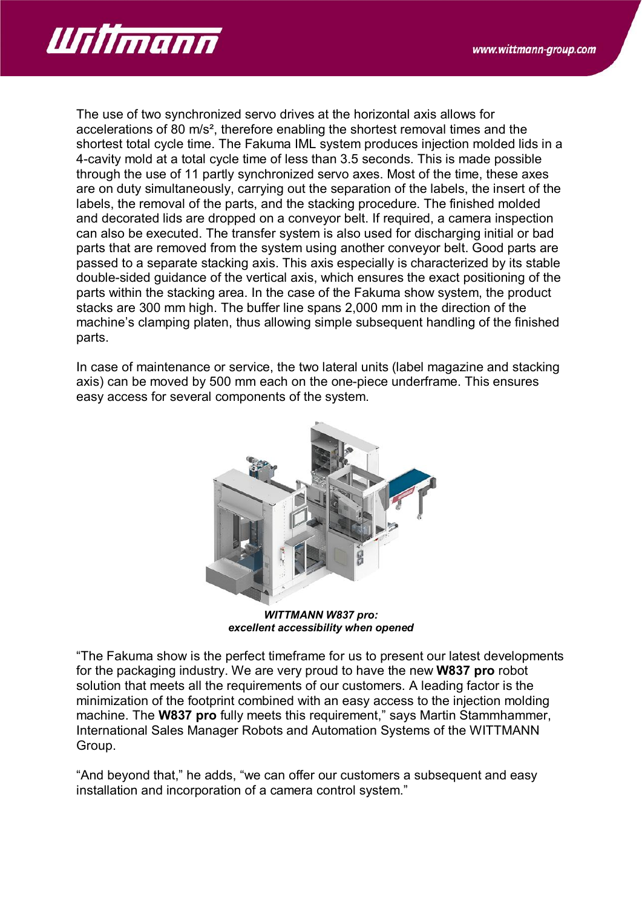The use of two synchronized servo drives at the horizontal axis allows for accelerations of 80 m/s², therefore enabling the shortest removal times and the shortest total cycle time. The Fakuma IML system produces injection molded lids in a 4-cavity mold at a total cycle time of less than 3.5 seconds. This is made possible through the use of 11 partly synchronized servo axes. Most of the time, these axes are on duty simultaneously, carrying out the separation of the labels, the insert of the labels, the removal of the parts, and the stacking procedure. The finished molded and decorated lids are dropped on a conveyor belt. If required, a camera inspection can also be executed. The transfer system is also used for discharging initial or bad parts that are removed from the system using another conveyor belt. Good parts are passed to a separate stacking axis. This axis especially is characterized by its stable double-sided guidance of the vertical axis, which ensures the exact positioning of the parts within the stacking area. In the case of the Fakuma show system, the product stacks are 300 mm high. The buffer line spans 2,000 mm in the direction of the machine's clamping platen, thus allowing simple subsequent handling of the finished parts.

In case of maintenance or service, the two lateral units (label magazine and stacking axis) can be moved by 500 mm each on the one-piece underframe. This ensures easy access for several components of the system.

***WITTMANN W837 pro:***
***excellent accessibility when opened***

"The Fakuma show is the perfect timeframe for us to present our latest developments for the packaging industry. We are very proud to have the new **W837 pro** robot solution that meets all the requirements of our customers. A leading factor is the minimization of the footprint combined with an easy access to the injection molding machine. The **W837 pro** fully meets this requirement," says Martin Stammhammer, International Sales Manager Robots and Automation Systems of the WITTMANN Group.

"And beyond that," he adds, "we can offer our customers a subsequent and easy installation and incorporation of a camera control system."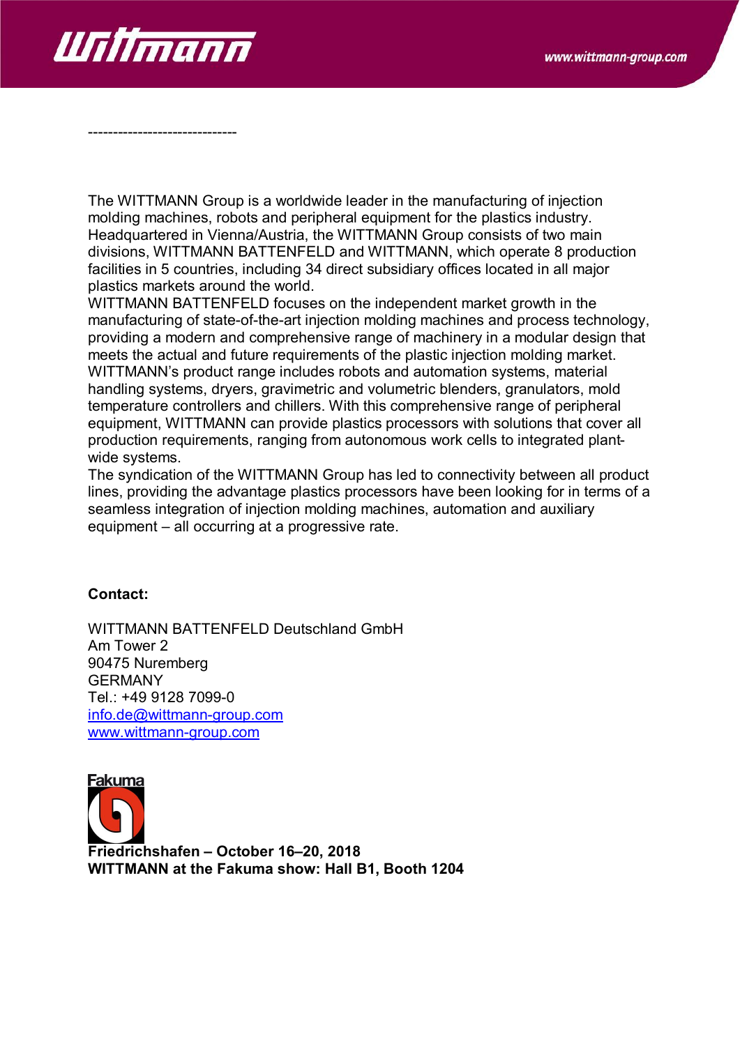------------------------------

The WITTMANN Group is a worldwide leader in the manufacturing of injection molding machines, robots and peripheral equipment for the plastics industry. Headquartered in Vienna/Austria, the WITTMANN Group consists of two main divisions, WITTMANN BATTENFELD and WITTMANN, which operate 8 production facilities in 5 countries, including 34 direct subsidiary offices located in all major plastics markets around the world.
WITTMANN BATTENFELD focuses on the independent market growth in the manufacturing of state-of-the-art injection molding machines and process technology, providing a modern and comprehensive range of machinery in a modular design that meets the actual and future requirements of the plastic injection molding market.
WITTMANN's product range includes robots and automation systems, material handling systems, dryers, gravimetric and volumetric blenders, granulators, mold temperature controllers and chillers. With this comprehensive range of peripheral equipment, WITTMANN can provide plastics processors with solutions that cover all production requirements, ranging from autonomous work cells to integrated plant-wide systems.
The syndication of the WITTMANN Group has led to connectivity between all product lines, providing the advantage plastics processors have been looking for in terms of a seamless integration of injection molding machines, automation and auxiliary equipment – all occurring at a progressive rate.

**Contact:**

WITTMANN BATTENFELD Deutschland GmbH
Am Tower 2
90475 Nuremberg
GERMANY
Tel.: +49 9128 7099-0
info.de@wittmann-group.com
www.wittmann-group.com

Fakuma

**Friedrichshafen – October 16–20, 2018**
**WITTMANN at the Fakuma show: Hall B1, Booth 1204**